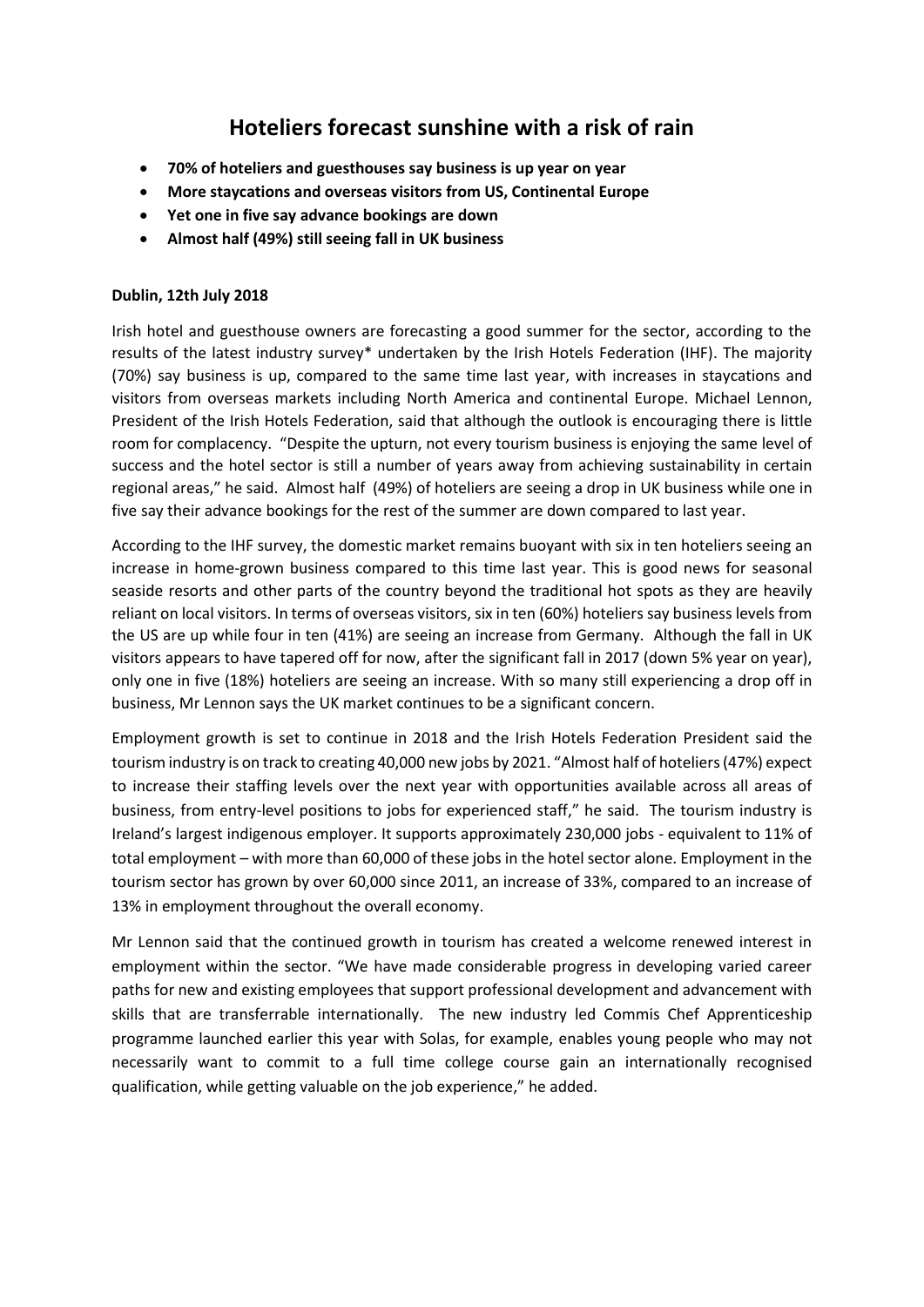# Hoteliers forecast sunshine with a risk of rain

- **70% of hoteliers and guesthouses say business is up year on year**
- **More staycations and overseas visitors from US, Continental Europe**
- **Yet one in five say advance bookings are down**
- **Almost half (49%) still seeing fall in UK business**

**Dublin, 12th July 2018**

Irish hotel and guesthouse owners are forecasting a good summer for the sector, according to the results of the latest industry survey* undertaken by the Irish Hotels Federation (IHF). The majority (70%) say business is up, compared to the same time last year, with increases in staycations and visitors from overseas markets including North America and continental Europe. Michael Lennon, President of the Irish Hotels Federation, said that although the outlook is encouraging there is little room for complacency. "Despite the upturn, not every tourism business is enjoying the same level of success and the hotel sector is still a number of years away from achieving sustainability in certain regional areas," he said. Almost half (49%) of hoteliers are seeing a drop in UK business while one in five say their advance bookings for the rest of the summer are down compared to last year.

According to the IHF survey, the domestic market remains buoyant with six in ten hoteliers seeing an increase in home-grown business compared to this time last year. This is good news for seasonal seaside resorts and other parts of the country beyond the traditional hot spots as they are heavily reliant on local visitors. In terms of overseas visitors, six in ten (60%) hoteliers say business levels from the US are up while four in ten (41%) are seeing an increase from Germany. Although the fall in UK visitors appears to have tapered off for now, after the significant fall in 2017 (down 5% year on year), only one in five (18%) hoteliers are seeing an increase. With so many still experiencing a drop off in business, Mr Lennon says the UK market continues to be a significant concern.

Employment growth is set to continue in 2018 and the Irish Hotels Federation President said the tourism industry is on track to creating 40,000 new jobs by 2021. "Almost half of hoteliers (47%) expect to increase their staffing levels over the next year with opportunities available across all areas of business, from entry-level positions to jobs for experienced staff," he said. The tourism industry is Ireland's largest indigenous employer. It supports approximately 230,000 jobs - equivalent to 11% of total employment – with more than 60,000 of these jobs in the hotel sector alone. Employment in the tourism sector has grown by over 60,000 since 2011, an increase of 33%, compared to an increase of 13% in employment throughout the overall economy.

Mr Lennon said that the continued growth in tourism has created a welcome renewed interest in employment within the sector. "We have made considerable progress in developing varied career paths for new and existing employees that support professional development and advancement with skills that are transferrable internationally. The new industry led Commis Chef Apprenticeship programme launched earlier this year with Solas, for example, enables young people who may not necessarily want to commit to a full time college course gain an internationally recognised qualification, while getting valuable on the job experience," he added.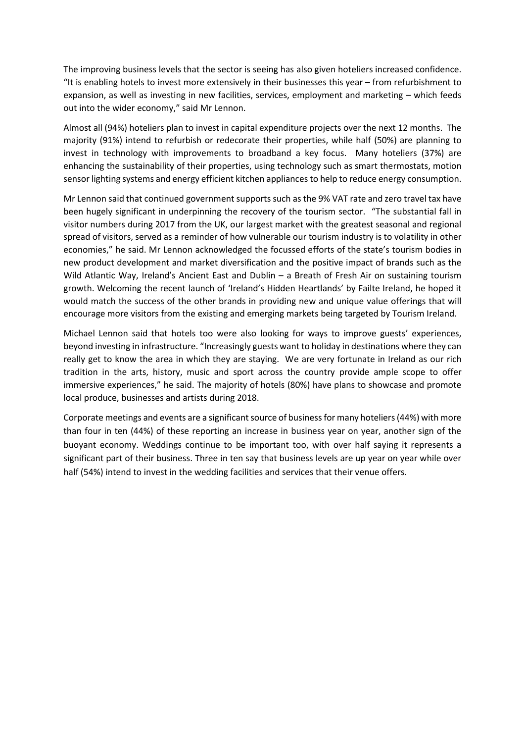The improving business levels that the sector is seeing has also given hoteliers increased confidence. "It is enabling hotels to invest more extensively in their businesses this year – from refurbishment to expansion, as well as investing in new facilities, services, employment and marketing – which feeds out into the wider economy," said Mr Lennon.

Almost all (94%) hoteliers plan to invest in capital expenditure projects over the next 12 months. The majority (91%) intend to refurbish or redecorate their properties, while half (50%) are planning to invest in technology with improvements to broadband a key focus. Many hoteliers (37%) are enhancing the sustainability of their properties, using technology such as smart thermostats, motion sensor lighting systems and energy efficient kitchen appliances to help to reduce energy consumption.

Mr Lennon said that continued government supports such as the 9% VAT rate and zero travel tax have been hugely significant in underpinning the recovery of the tourism sector. "The substantial fall in visitor numbers during 2017 from the UK, our largest market with the greatest seasonal and regional spread of visitors, served as a reminder of how vulnerable our tourism industry is to volatility in other economies," he said. Mr Lennon acknowledged the focussed efforts of the state's tourism bodies in new product development and market diversification and the positive impact of brands such as the Wild Atlantic Way, Ireland's Ancient East and Dublin – a Breath of Fresh Air on sustaining tourism growth. Welcoming the recent launch of 'Ireland's Hidden Heartlands' by Failte Ireland, he hoped it would match the success of the other brands in providing new and unique value offerings that will encourage more visitors from the existing and emerging markets being targeted by Tourism Ireland.

Michael Lennon said that hotels too were also looking for ways to improve guests' experiences, beyond investing in infrastructure. "Increasingly guests want to holiday in destinations where they can really get to know the area in which they are staying. We are very fortunate in Ireland as our rich tradition in the arts, history, music and sport across the country provide ample scope to offer immersive experiences," he said. The majority of hotels (80%) have plans to showcase and promote local produce, businesses and artists during 2018.

Corporate meetings and events are a significant source of business for many hoteliers (44%) with more than four in ten (44%) of these reporting an increase in business year on year, another sign of the buoyant economy. Weddings continue to be important too, with over half saying it represents a significant part of their business. Three in ten say that business levels are up year on year while over half (54%) intend to invest in the wedding facilities and services that their venue offers.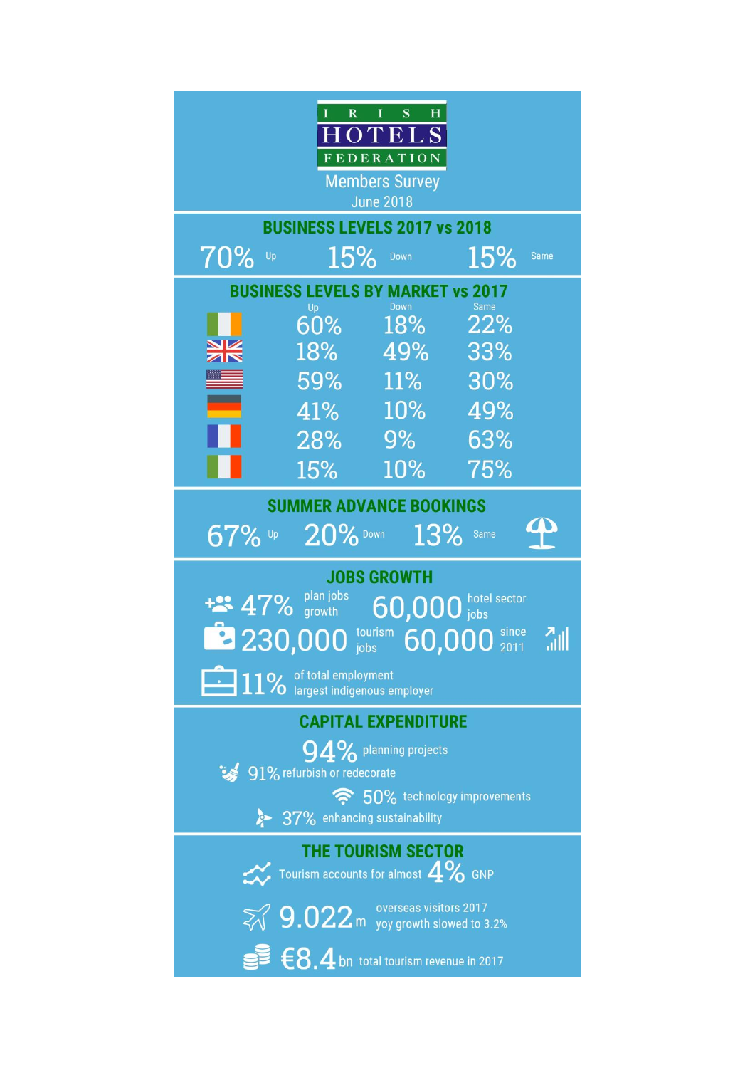# IRISH HOTELS FEDERATION

Members Survey
June 2018

## BUSINESS LEVELS 2017 vs 2018

70% Up | 15% Down | 15% Same

## BUSINESS LEVELS BY MARKET vs 2017

| Market | Up | Down | Same |
|---|---|---|---|
| Ireland | 60% | 18% | 22% |
| UK | 18% | 49% | 33% |
| USA | 59% | 11% | 30% |
| Germany | 41% | 10% | 49% |
| France | 28% | 9% | 63% |
| Italy | 15% | 10% | 75% |

## SUMMER ADVANCE BOOKINGS

67% Up | 20% Down | 13% Same

## JOBS GROWTH

47% plan jobs growth

60,000 hotel sector jobs

230,000 tourism jobs

60,000 since 2011

11% of total employment largest indigenous employer

## CAPITAL EXPENDITURE

94% planning projects

91% refurbish or redecorate

50% technology improvements

37% enhancing sustainability

## THE TOURISM SECTOR

Tourism accounts for almost 4% GNP

9.022m overseas visitors 2017 yoy growth slowed to 3.2%

€8.4bn total tourism revenue in 2017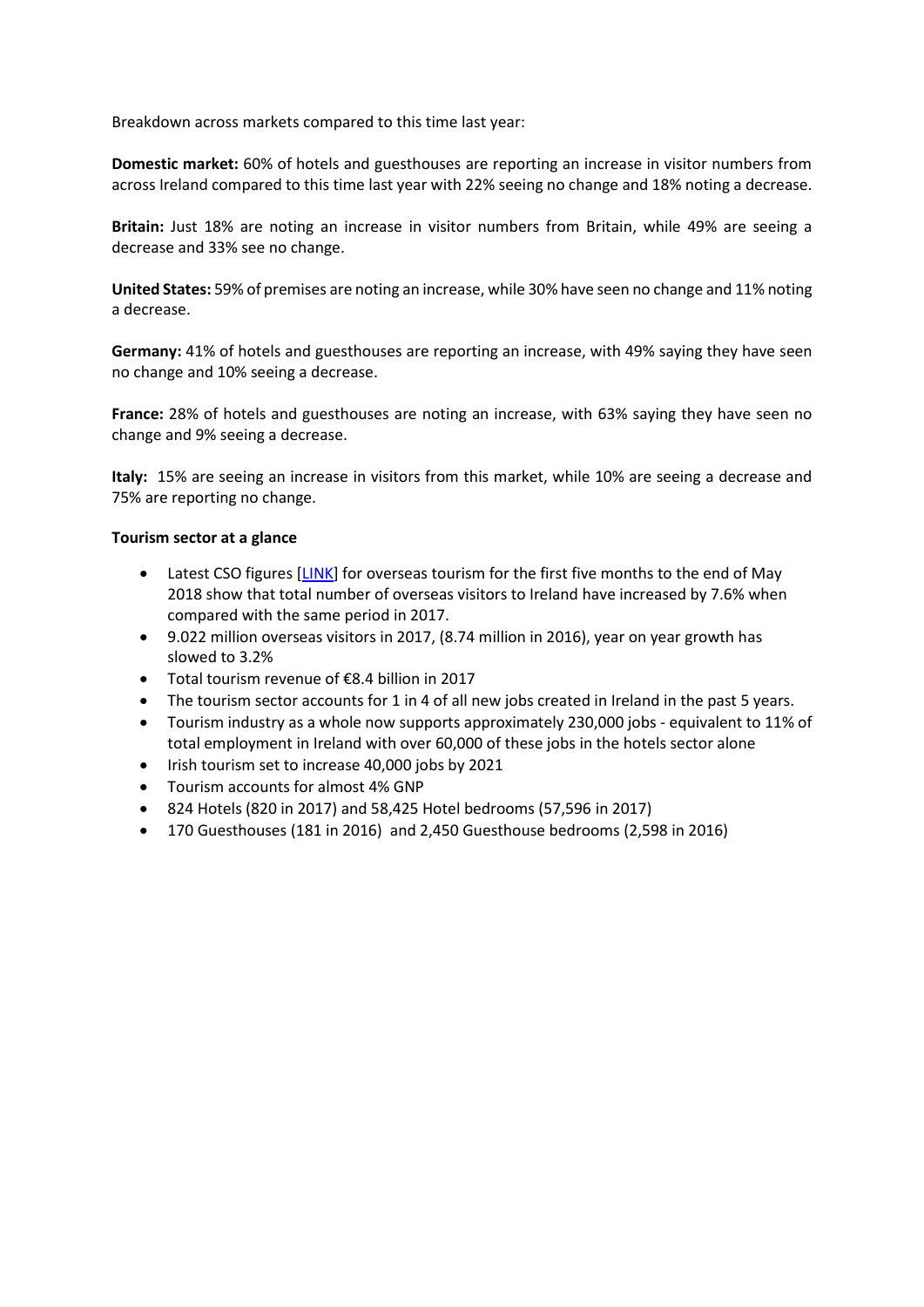Breakdown across markets compared to this time last year:

**Domestic market:** 60% of hotels and guesthouses are reporting an increase in visitor numbers from across Ireland compared to this time last year with 22% seeing no change and 18% noting a decrease.

**Britain:** Just 18% are noting an increase in visitor numbers from Britain, while 49% are seeing a decrease and 33% see no change.

**United States:** 59% of premises are noting an increase, while 30% have seen no change and 11% noting a decrease.

**Germany:** 41% of hotels and guesthouses are reporting an increase, with 49% saying they have seen no change and 10% seeing a decrease.

**France:** 28% of hotels and guesthouses are noting an increase, with 63% saying they have seen no change and 9% seeing a decrease.

**Italy:** 15% are seeing an increase in visitors from this market, while 10% are seeing a decrease and 75% are reporting no change.

**Tourism sector at a glance**

- Latest CSO figures [LINK] for overseas tourism for the first five months to the end of May 2018 show that total number of overseas visitors to Ireland have increased by 7.6% when compared with the same period in 2017.
- 9.022 million overseas visitors in 2017, (8.74 million in 2016), year on year growth has slowed to 3.2%
- Total tourism revenue of €8.4 billion in 2017
- The tourism sector accounts for 1 in 4 of all new jobs created in Ireland in the past 5 years.
- Tourism industry as a whole now supports approximately 230,000 jobs - equivalent to 11% of total employment in Ireland with over 60,000 of these jobs in the hotels sector alone
- Irish tourism set to increase 40,000 jobs by 2021
- Tourism accounts for almost 4% GNP
- 824 Hotels (820 in 2017) and 58,425 Hotel bedrooms (57,596 in 2017)
- 170 Guesthouses (181 in 2016) and 2,450 Guesthouse bedrooms (2,598 in 2016)